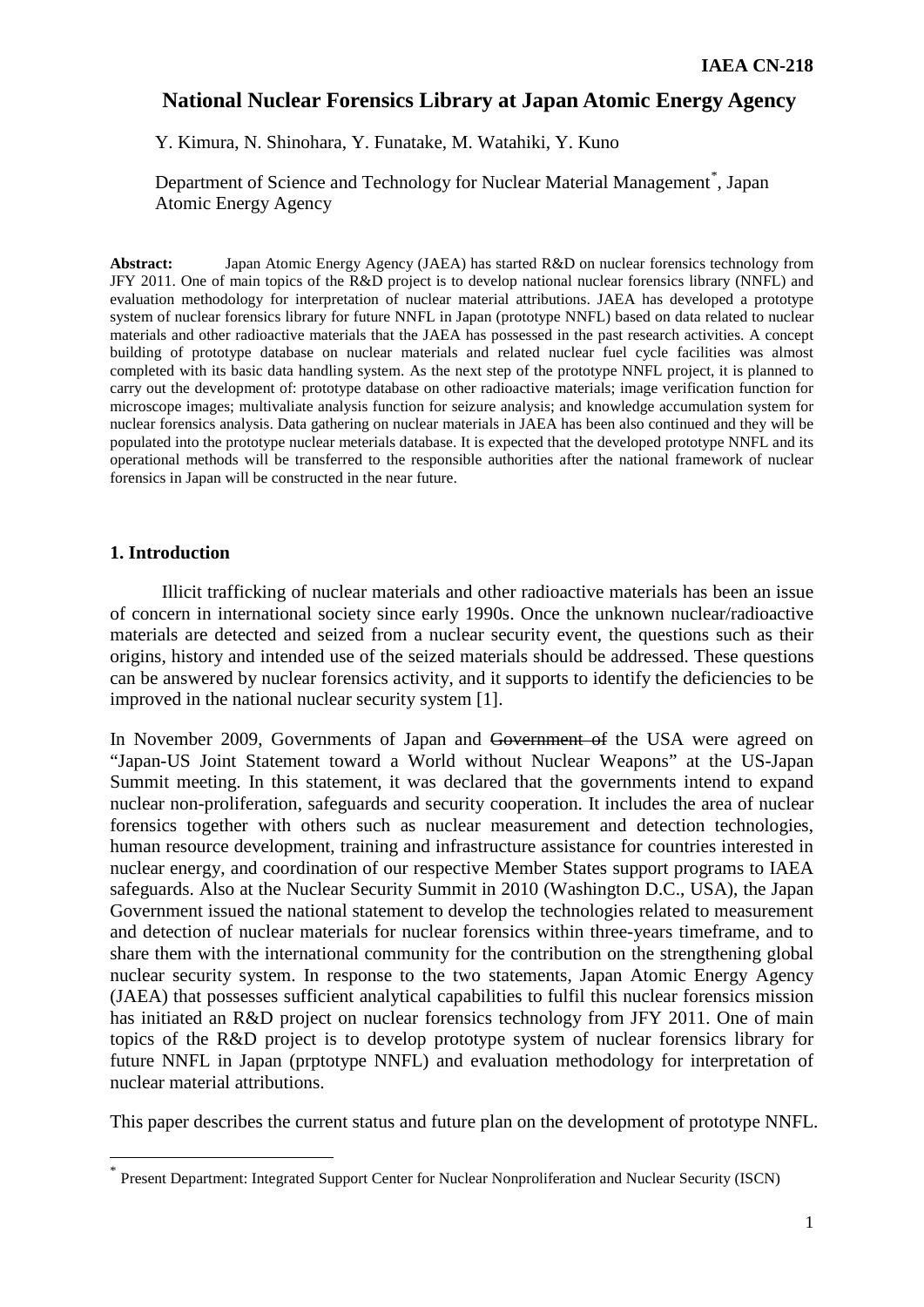# National Nuclear Forensics Library at Japan Atomic Energy Agency

Y. Kimura, N. Shinohara, Y. Funatake, M. Watahiki, Y. Kuno

Department of Science and Technology for Nuclear Material Management[*], Japan Atomic Energy Agency

**Abstract:** Japan Atomic Energy Agency (JAEA) has started R&D on nuclear forensics technology from JFY 2011. One of main topics of the R&D project is to develop national nuclear forensics library (NNFL) and evaluation methodology for interpretation of nuclear material attributions. JAEA has developed a prototype system of nuclear forensics library for future NNFL in Japan (prototype NNFL) based on data related to nuclear materials and other radioactive materials that the JAEA has possessed in the past research activities. A concept building of prototype database on nuclear materials and related nuclear fuel cycle facilities was almost completed with its basic data handling system. As the next step of the prototype NNFL project, it is planned to carry out the development of: prototype database on other radioactive materials; image verification function for microscope images; multivaliate analysis function for seizure analysis; and knowledge accumulation system for nuclear forensics analysis. Data gathering on nuclear materials in JAEA has been also continued and they will be populated into the prototype nuclear meterials database. It is expected that the developed prototype NNFL and its operational methods will be transferred to the responsible authorities after the national framework of nuclear forensics in Japan will be constructed in the near future.

## 1. Introduction

Illicit trafficking of nuclear materials and other radioactive materials has been an issue of concern in international society since early 1990s. Once the unknown nuclear/radioactive materials are detected and seized from a nuclear security event, the questions such as their origins, history and intended use of the seized materials should be addressed. These questions can be answered by nuclear forensics activity, and it supports to identify the deficiencies to be improved in the national nuclear security system [1].

In November 2009, Governments of Japan and ~~Government of~~ the USA were agreed on "Japan-US Joint Statement toward a World without Nuclear Weapons" at the US-Japan Summit meeting. In this statement, it was declared that the governments intend to expand nuclear non-proliferation, safeguards and security cooperation. It includes the area of nuclear forensics together with others such as nuclear measurement and detection technologies, human resource development, training and infrastructure assistance for countries interested in nuclear energy, and coordination of our respective Member States support programs to IAEA safeguards. Also at the Nuclear Security Summit in 2010 (Washington D.C., USA), the Japan Government issued the national statement to develop the technologies related to measurement and detection of nuclear materials for nuclear forensics within three-years timeframe, and to share them with the international community for the contribution on the strengthening global nuclear security system. In response to the two statements, Japan Atomic Energy Agency (JAEA) that possesses sufficient analytical capabilities to fulfil this nuclear forensics mission has initiated an R&D project on nuclear forensics technology from JFY 2011. One of main topics of the R&D project is to develop prototype system of nuclear forensics library for future NNFL in Japan (prptotype NNFL) and evaluation methodology for interpretation of nuclear material attributions.

This paper describes the current status and future plan on the development of prototype NNFL.

[*] Present Department: Integrated Support Center for Nuclear Nonproliferation and Nuclear Security (ISCN)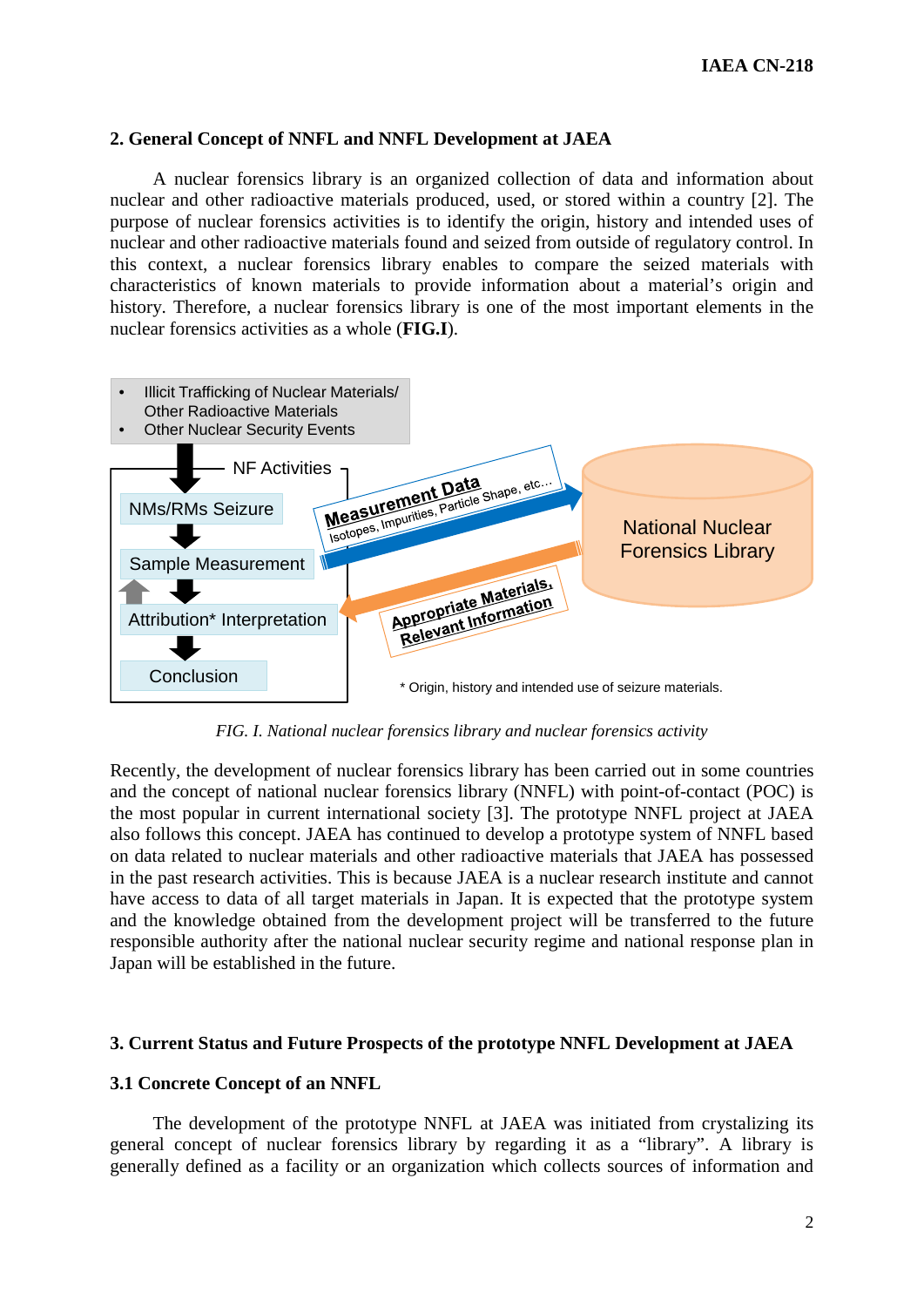## 2. General Concept of NNFL and NNFL Development at JAEA

A nuclear forensics library is an organized collection of data and information about nuclear and other radioactive materials produced, used, or stored within a country [2]. The purpose of nuclear forensics activities is to identify the origin, history and intended uses of nuclear and other radioactive materials found and seized from outside of regulatory control. In this context, a nuclear forensics library enables to compare the seized materials with characteristics of known materials to provide information about a material's origin and history. Therefore, a nuclear forensics library is one of the most important elements in the nuclear forensics activities as a whole (**FIG.I**).

- Illicit Trafficking of Nuclear Materials/ Other Radioactive Materials
- Other Nuclear Security Events

NF Activities

NMs/RMs Seizure

Sample Measurement

Attribution* Interpretation

Conclusion

Measurement Data

Isotopes, Impurities, Particle Shape, etc…

National Nuclear Forensics Library

Appropriate Materials, Relevant Information

\* Origin, history and intended use of seizure materials.

*FIG. I. National nuclear forensics library and nuclear forensics activity*

Recently, the development of nuclear forensics library has been carried out in some countries and the concept of national nuclear forensics library (NNFL) with point-of-contact (POC) is the most popular in current international society [3]. The prototype NNFL project at JAEA also follows this concept. JAEA has continued to develop a prototype system of NNFL based on data related to nuclear materials and other radioactive materials that JAEA has possessed in the past research activities. This is because JAEA is a nuclear research institute and cannot have access to data of all target materials in Japan. It is expected that the prototype system and the knowledge obtained from the development project will be transferred to the future responsible authority after the national nuclear security regime and national response plan in Japan will be established in the future.

## 3. Current Status and Future Prospects of the prototype NNFL Development at JAEA

### 3.1 Concrete Concept of an NNFL

The development of the prototype NNFL at JAEA was initiated from crystalizing its general concept of nuclear forensics library by regarding it as a "library". A library is generally defined as a facility or an organization which collects sources of information and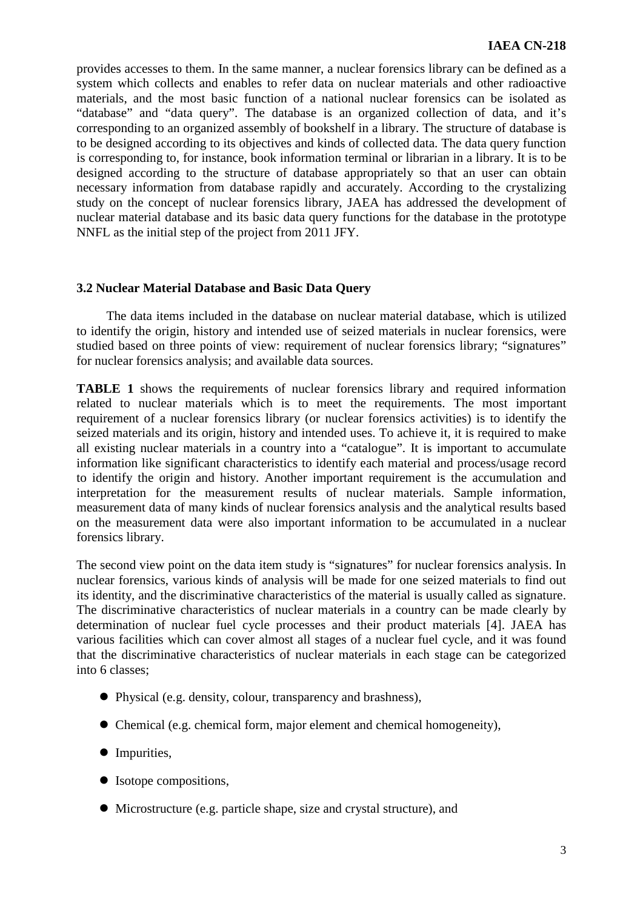provides accesses to them. In the same manner, a nuclear forensics library can be defined as a system which collects and enables to refer data on nuclear materials and other radioactive materials, and the most basic function of a national nuclear forensics can be isolated as "database" and "data query". The database is an organized collection of data, and it's corresponding to an organized assembly of bookshelf in a library. The structure of database is to be designed according to its objectives and kinds of collected data. The data query function is corresponding to, for instance, book information terminal or librarian in a library. It is to be designed according to the structure of database appropriately so that an user can obtain necessary information from database rapidly and accurately. According to the crystalizing study on the concept of nuclear forensics library, JAEA has addressed the development of nuclear material database and its basic data query functions for the database in the prototype NNFL as the initial step of the project from 2011 JFY.

### 3.2 Nuclear Material Database and Basic Data Query

The data items included in the database on nuclear material database, which is utilized to identify the origin, history and intended use of seized materials in nuclear forensics, were studied based on three points of view: requirement of nuclear forensics library; "signatures" for nuclear forensics analysis; and available data sources.

**TABLE 1** shows the requirements of nuclear forensics library and required information related to nuclear materials which is to meet the requirements. The most important requirement of a nuclear forensics library (or nuclear forensics activities) is to identify the seized materials and its origin, history and intended uses. To achieve it, it is required to make all existing nuclear materials in a country into a "catalogue". It is important to accumulate information like significant characteristics to identify each material and process/usage record to identify the origin and history. Another important requirement is the accumulation and interpretation for the measurement results of nuclear materials. Sample information, measurement data of many kinds of nuclear forensics analysis and the analytical results based on the measurement data were also important information to be accumulated in a nuclear forensics library.

The second view point on the data item study is "signatures" for nuclear forensics analysis. In nuclear forensics, various kinds of analysis will be made for one seized materials to find out its identity, and the discriminative characteristics of the material is usually called as signature. The discriminative characteristics of nuclear materials in a country can be made clearly by determination of nuclear fuel cycle processes and their product materials [4]. JAEA has various facilities which can cover almost all stages of a nuclear fuel cycle, and it was found that the discriminative characteristics of nuclear materials in each stage can be categorized into 6 classes;

- Physical (e.g. density, colour, transparency and brashness),
- Chemical (e.g. chemical form, major element and chemical homogeneity),
- Impurities,
- Isotope compositions,
- Microstructure (e.g. particle shape, size and crystal structure), and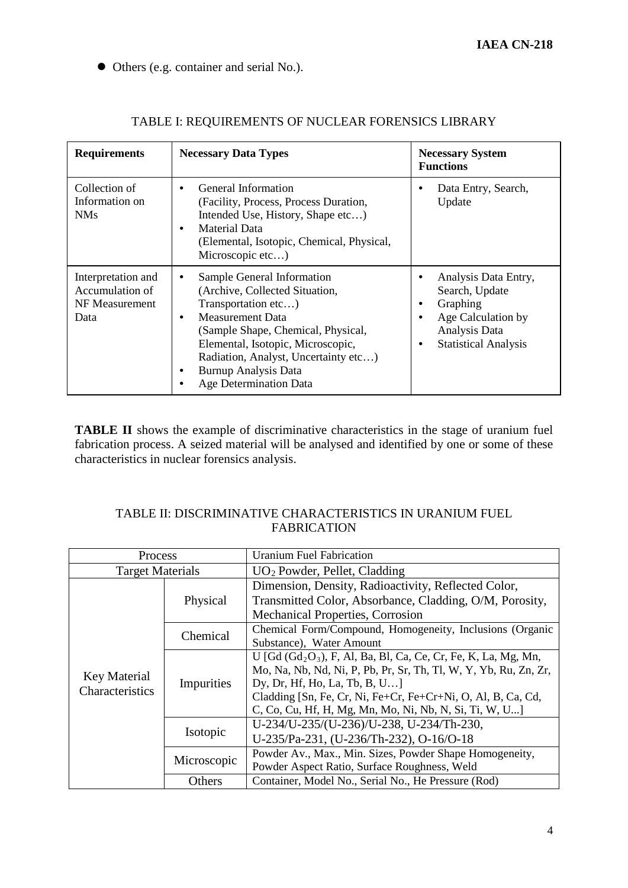- Others (e.g. container and serial No.).

TABLE I: REQUIREMENTS OF NUCLEAR FORENSICS LIBRARY

| Requirements | Necessary Data Types | Necessary System Functions |
|---|---|---|
| Collection of Information on NMs | • General Information (Facility, Process, Process Duration, Intended Use, History, Shape etc…)<br>• Material Data (Elemental, Isotopic, Chemical, Physical, Microscopic etc…) | • Data Entry, Search, Update |
| Interpretation and Accumulation of NF Measurement Data | • Sample General Information (Archive, Collected Situation, Transportation etc…)<br>• Measurement Data (Sample Shape, Chemical, Physical, Elemental, Isotopic, Microscopic, Radiation, Analyst, Uncertainty etc…)<br>• Burnup Analysis Data<br>• Age Determination Data | • Analysis Data Entry, Search, Update<br>• Graphing<br>• Age Calculation by Analysis Data<br>• Statistical Analysis |

**TABLE II** shows the example of discriminative characteristics in the stage of uranium fuel fabrication process. A seized material will be analysed and identified by one or some of these characteristics in nuclear forensics analysis.

TABLE II: DISCRIMINATIVE CHARACTERISTICS IN URANIUM FUEL FABRICATION

| Process | | Uranium Fuel Fabrication |
|---|---|---|
| Target Materials | | $UO_2$ Powder, Pellet, Cladding |
| Key Material Characteristics | Physical | Dimension, Density, Radioactivity, Reflected Color, Transmitted Color, Absorbance, Cladding, O/M, Porosity, Mechanical Properties, Corrosion |
| | Chemical | Chemical Form/Compound, Homogeneity, Inclusions (Organic Substance), Water Amount |
| | Impurities | U [Gd ($Gd_2O_3$), F, Al, Ba, Bl, Ca, Ce, Cr, Fe, K, La, Mg, Mn, Mo, Na, Nb, Nd, Ni, P, Pb, Pr, Sr, Th, Tl, W, Y, Yb, Ru, Zn, Zr, Dy, Dr, Hf, Ho, La, Tb, B, U…]<br>Cladding [Sn, Fe, Cr, Ni, Fe+Cr, Fe+Cr+Ni, O, Al, B, Ca, Cd, C, Co, Cu, Hf, H, Mg, Mn, Mo, Ni, Nb, N, Si, Ti, W, U...] |
| | Isotopic | U-234/U-235/(U-236)/U-238, U-234/Th-230, U-235/Pa-231, (U-236/Th-232), O-16/O-18 |
| | Microscopic | Powder Av., Max., Min. Sizes, Powder Shape Homogeneity, Powder Aspect Ratio, Surface Roughness, Weld |
| | Others | Container, Model No., Serial No., He Pressure (Rod) |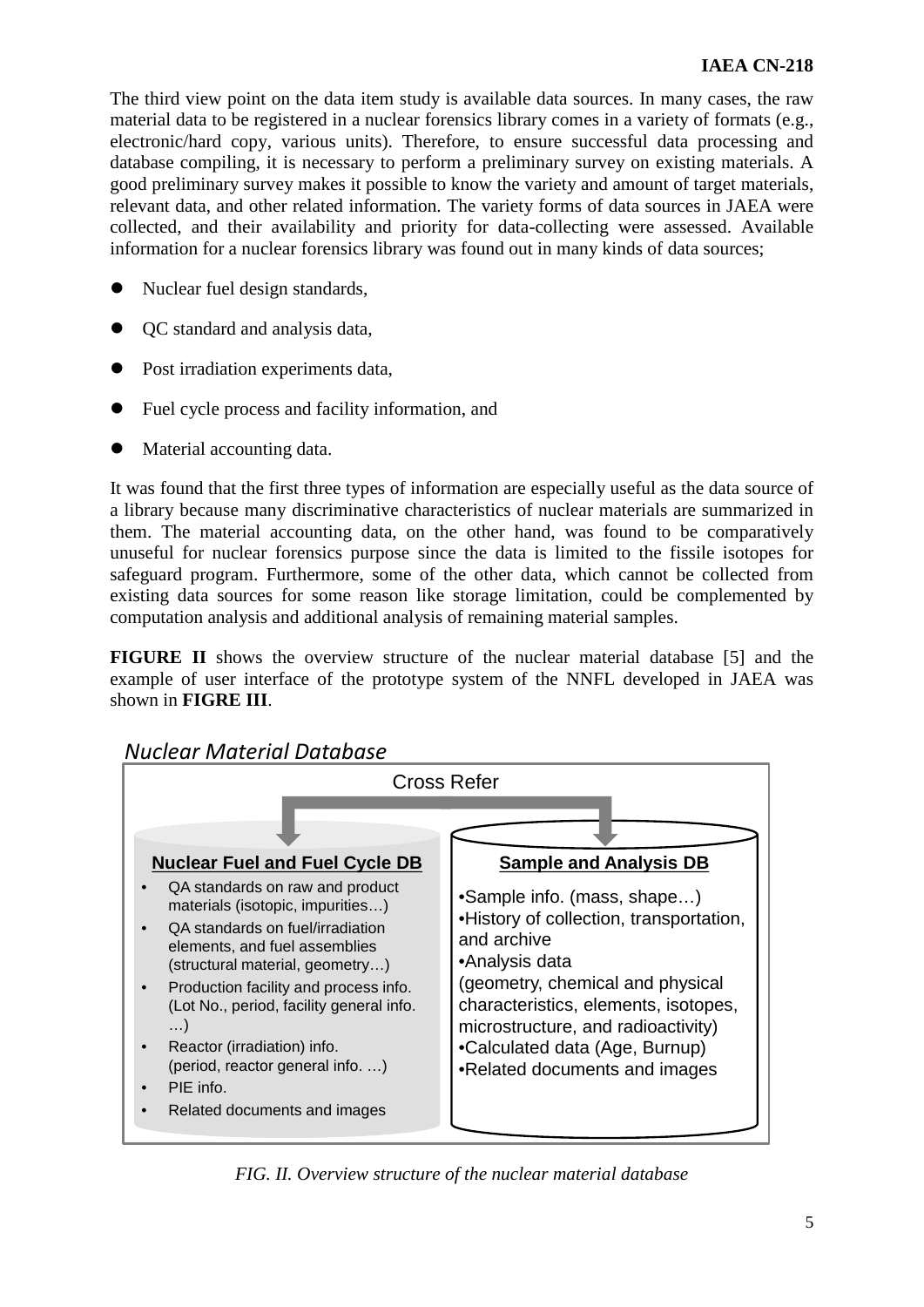The third view point on the data item study is available data sources. In many cases, the raw material data to be registered in a nuclear forensics library comes in a variety of formats (e.g., electronic/hard copy, various units). Therefore, to ensure successful data processing and database compiling, it is necessary to perform a preliminary survey on existing materials. A good preliminary survey makes it possible to know the variety and amount of target materials, relevant data, and other related information. The variety forms of data sources in JAEA were collected, and their availability and priority for data-collecting were assessed. Available information for a nuclear forensics library was found out in many kinds of data sources;

- Nuclear fuel design standards,
- QC standard and analysis data,
- Post irradiation experiments data,
- Fuel cycle process and facility information, and
- Material accounting data.

It was found that the first three types of information are especially useful as the data source of a library because many discriminative characteristics of nuclear materials are summarized in them. The material accounting data, on the other hand, was found to be comparatively unuseful for nuclear forensics purpose since the data is limited to the fissile isotopes for safeguard program. Furthermore, some of the other data, which cannot be collected from existing data sources for some reason like storage limitation, could be complemented by computation analysis and additional analysis of remaining material samples.

**FIGURE II** shows the overview structure of the nuclear material database [5] and the example of user interface of the prototype system of the NNFL developed in JAEA was shown in **FIGRE III**.

*Nuclear Material Database*

Cross Refer

**Nuclear Fuel and Fuel Cycle DB**

- QA standards on raw and product materials (isotopic, impurities…)
- QA standards on fuel/irradiation elements, and fuel assemblies (structural material, geometry…)
- Production facility and process info. (Lot No., period, facility general info. …)
- Reactor (irradiation) info. (period, reactor general info. …)
- PIE info.
- Related documents and images

**Sample and Analysis DB**

- Sample info. (mass, shape…)
- History of collection, transportation, and archive
- Analysis data (geometry, chemical and physical characteristics, elements, isotopes, microstructure, and radioactivity)
- Calculated data (Age, Burnup)
- Related documents and images

*FIG. II. Overview structure of the nuclear material database*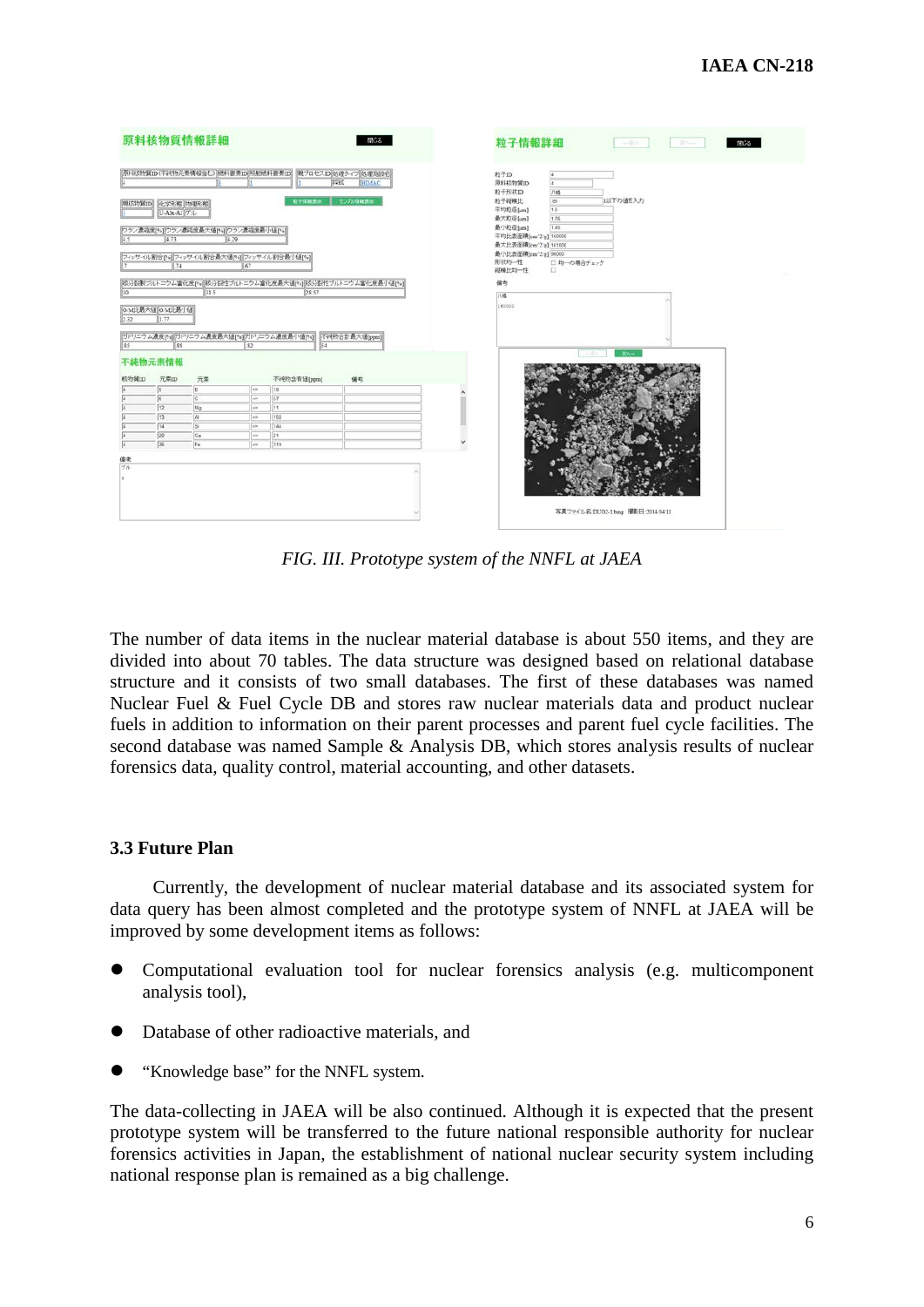FIG. III. *Prototype system of the NNFL at JAEA*

The number of data items in the nuclear material database is about 550 items, and they are divided into about 70 tables. The data structure was designed based on relational database structure and it consists of two small databases. The first of these databases was named Nuclear Fuel & Fuel Cycle DB and stores raw nuclear materials data and product nuclear fuels in addition to information on their parent processes and parent fuel cycle facilities. The second database was named Sample & Analysis DB, which stores analysis results of nuclear forensics data, quality control, material accounting, and other datasets.

### 3.3 Future Plan

Currently, the development of nuclear material database and its associated system for data query has been almost completed and the prototype system of NNFL at JAEA will be improved by some development items as follows:

- Computational evaluation tool for nuclear forensics analysis (e.g. multicomponent analysis tool),
- Database of other radioactive materials, and
- "Knowledge base" for the NNFL system.

The data-collecting in JAEA will be also continued. Although it is expected that the present prototype system will be transferred to the future national responsible authority for nuclear forensics activities in Japan, the establishment of national nuclear security system including national response plan is remained as a big challenge.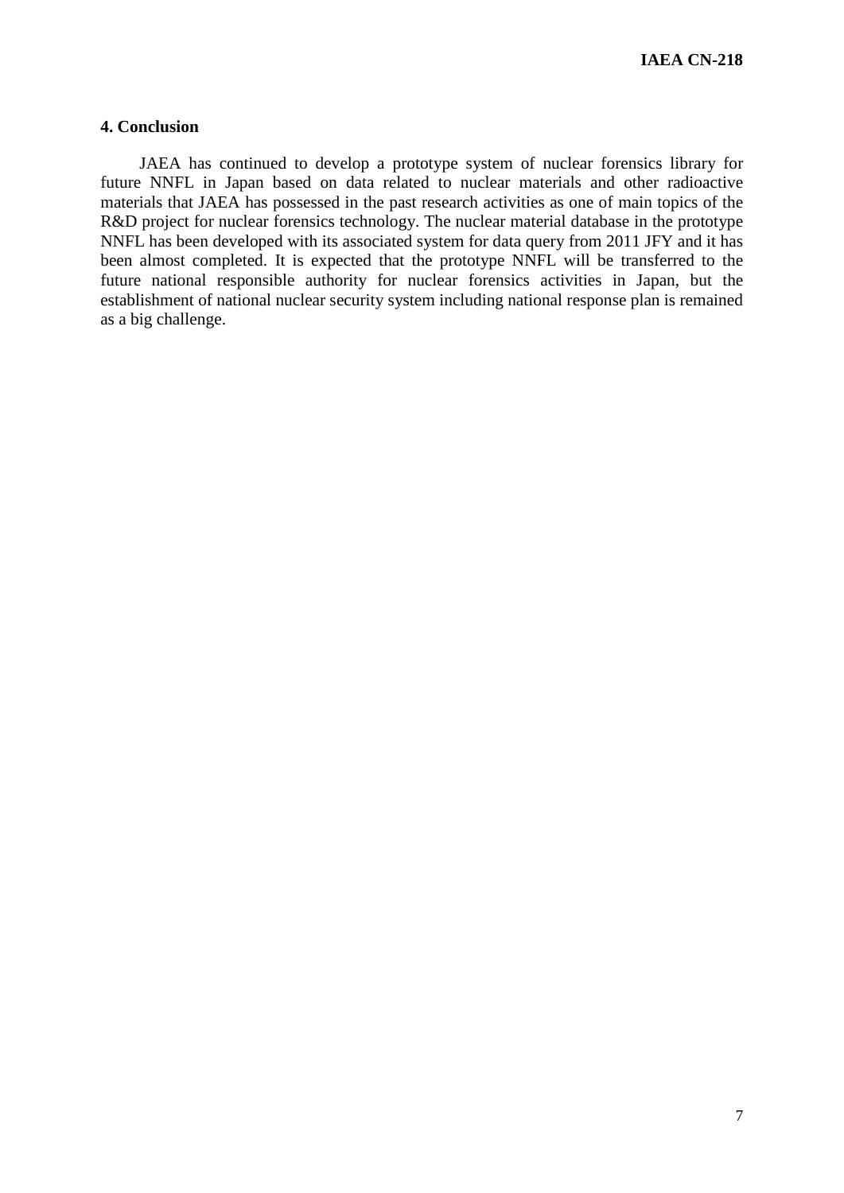## 4. Conclusion

JAEA has continued to develop a prototype system of nuclear forensics library for future NNFL in Japan based on data related to nuclear materials and other radioactive materials that JAEA has possessed in the past research activities as one of main topics of the R&D project for nuclear forensics technology. The nuclear material database in the prototype NNFL has been developed with its associated system for data query from 2011 JFY and it has been almost completed. It is expected that the prototype NNFL will be transferred to the future national responsible authority for nuclear forensics activities in Japan, but the establishment of national nuclear security system including national response plan is remained as a big challenge.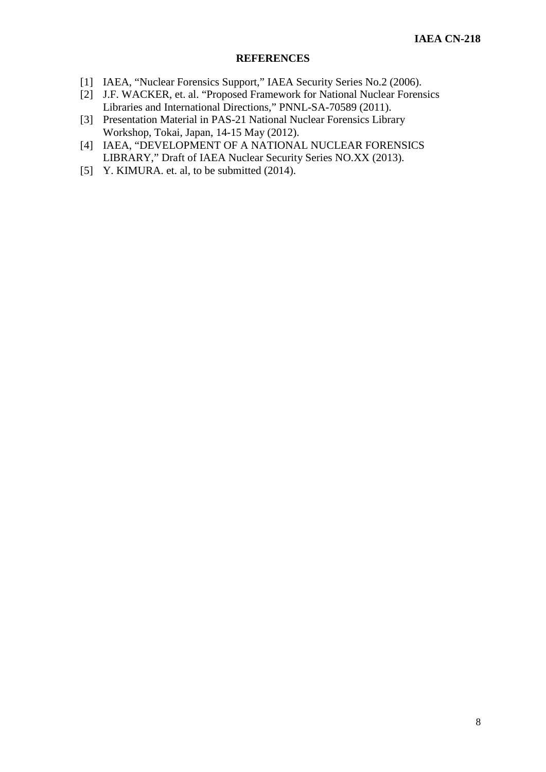## REFERENCES

[1] IAEA, "Nuclear Forensics Support," IAEA Security Series No.2 (2006).

[2] J.F. WACKER, et. al. "Proposed Framework for National Nuclear Forensics Libraries and International Directions," PNNL-SA-70589 (2011).

[3] Presentation Material in PAS-21 National Nuclear Forensics Library Workshop, Tokai, Japan, 14-15 May (2012).

[4] IAEA, "DEVELOPMENT OF A NATIONAL NUCLEAR FORENSICS LIBRARY," Draft of IAEA Nuclear Security Series NO.XX (2013).

[5] Y. KIMURA. et. al, to be submitted (2014).